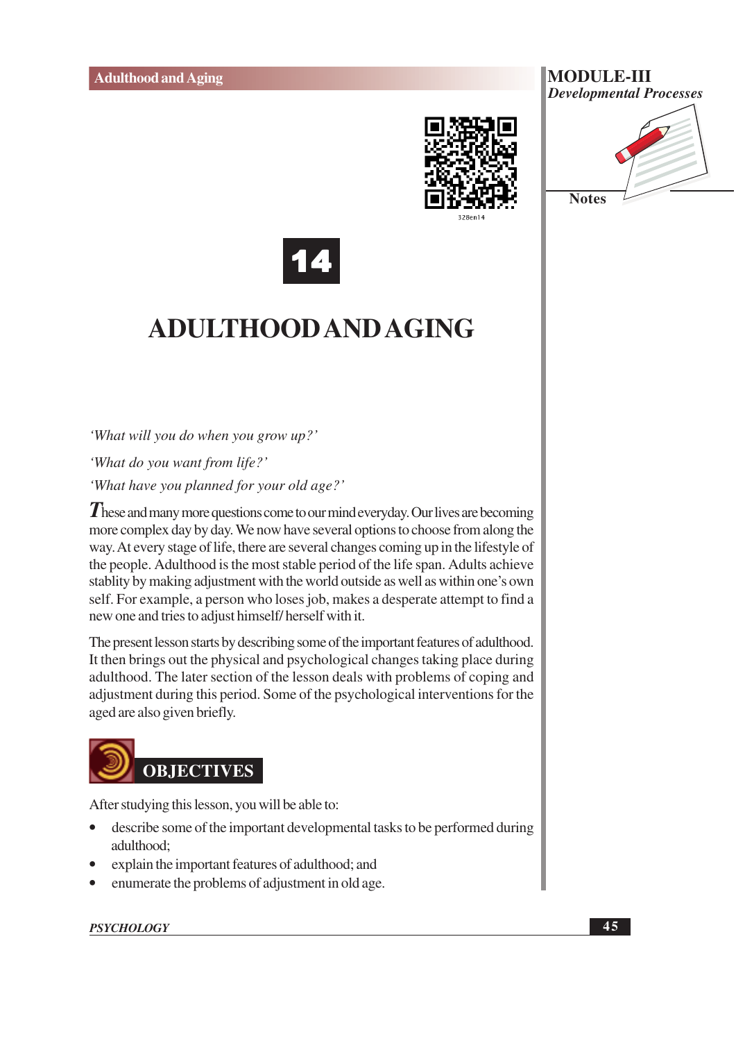# 14

# ADULTHOOD AND AGING

*'What will you do when you grow up?'*

*'What do you want from life?'*

*'What have you planned for your old age?'*

These and many more questions come to our mind everyday. Our lives are becoming more complex day by day. We now have several options to choose from along the way. At every stage of life, there are several changes coming up in the lifestyle of the people. Adulthood is the most stable period of the life span. Adults achieve stablity by making adjustment with the world outside as well as within one's own self. For example, a person who loses job, makes a desperate attempt to find a new one and tries to adjust himself/ herself with it.

The present lesson starts by describing some of the important features of adulthood. It then brings out the physical and psychological changes taking place during adulthood. The later section of the lesson deals with problems of coping and adjustment during this period. Some of the psychological interventions for the aged are also given briefly.

## OBJECTIVES

After studying this lesson, you will be able to:

- describe some of the important developmental tasks to be performed during adulthood;
- explain the important features of adulthood; and
- enumerate the problems of adjustment in old age.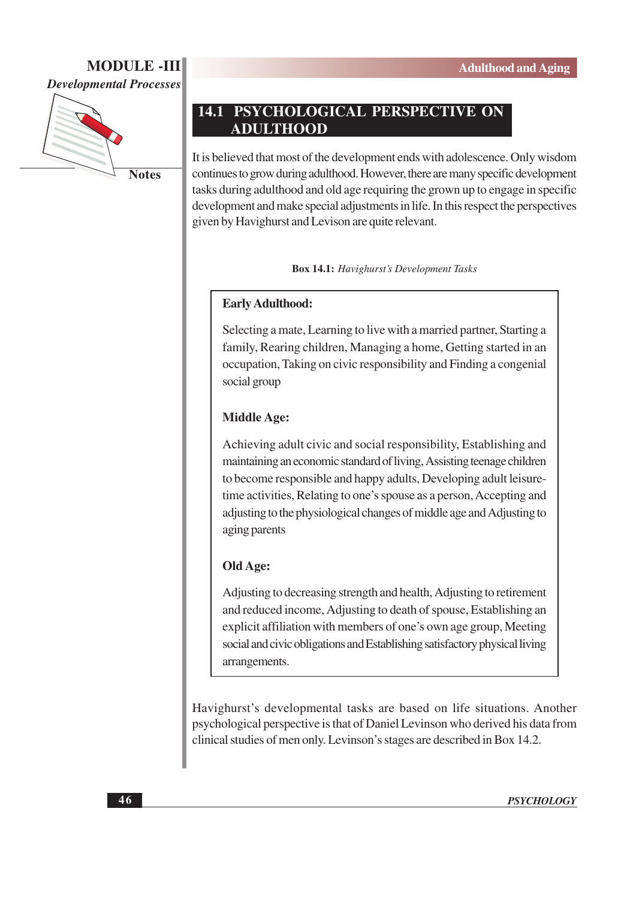## 14.1 PSYCHOLOGICAL PERSPECTIVE ON ADULTHOOD

It is believed that most of the development ends with adolescence. Only wisdom continues to grow during adulthood. However, there are many specific development tasks during adulthood and old age requiring the grown up to engage in specific development and make special adjustments in life. In this respect the perspectives given by Havighurst and Levison are quite relevant.

**Box 14.1:** *Havighurst's Development Tasks*

**Early Adulthood:**

Selecting a mate, Learning to live with a married partner, Starting a family, Rearing children, Managing a home, Getting started in an occupation, Taking on civic responsibility and Finding a congenial social group

**Middle Age:**

Achieving adult civic and social responsibility, Establishing and maintaining an economic standard of living, Assisting teenage children to become responsible and happy adults, Developing adult leisure-time activities, Relating to one's spouse as a person, Accepting and adjusting to the physiological changes of middle age and Adjusting to aging parents

**Old Age:**

Adjusting to decreasing strength and health, Adjusting to retirement and reduced income, Adjusting to death of spouse, Establishing an explicit affiliation with members of one's own age group, Meeting social and civic obligations and Establishing satisfactory physical living arrangements.

Havighurst's developmental tasks are based on life situations. Another psychological perspective is that of Daniel Levinson who derived his data from clinical studies of men only. Levinson's stages are described in Box 14.2.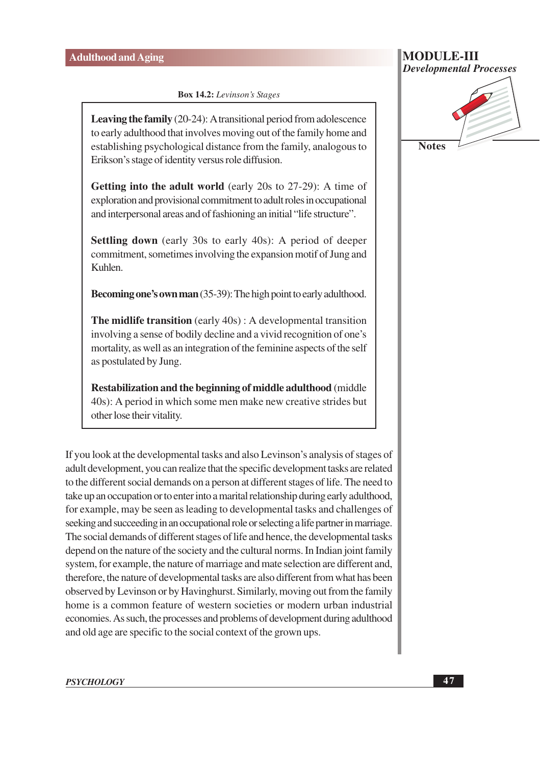**Box 14.2:** *Levinson's Stages*

**Leaving the family** (20-24): A transitional period from adolescence to early adulthood that involves moving out of the family home and establishing psychological distance from the family, analogous to Erikson's stage of identity versus role diffusion.

**Getting into the adult world** (early 20s to 27-29): A time of exploration and provisional commitment to adult roles in occupational and interpersonal areas and of fashioning an initial "life structure".

**Settling down** (early 30s to early 40s): A period of deeper commitment, sometimes involving the expansion motif of Jung and Kuhlen.

**Becoming one's own man** (35-39): The high point to early adulthood.

**The midlife transition** (early 40s) : A developmental transition involving a sense of bodily decline and a vivid recognition of one's mortality, as well as an integration of the feminine aspects of the self as postulated by Jung.

**Restabilization and the beginning of middle adulthood** (middle 40s): A period in which some men make new creative strides but other lose their vitality.

If you look at the developmental tasks and also Levinson's analysis of stages of adult development, you can realize that the specific development tasks are related to the different social demands on a person at different stages of life. The need to take up an occupation or to enter into a marital relationship during early adulthood, for example, may be seen as leading to developmental tasks and challenges of seeking and succeeding in an occupational role or selecting a life partner in marriage. The social demands of different stages of life and hence, the developmental tasks depend on the nature of the society and the cultural norms. In Indian joint family system, for example, the nature of marriage and mate selection are different and, therefore, the nature of developmental tasks are also different from what has been observed by Levinson or by Havinghurst. Similarly, moving out from the family home is a common feature of western societies or modern urban industrial economies. As such, the processes and problems of development during adulthood and old age are specific to the social context of the grown ups.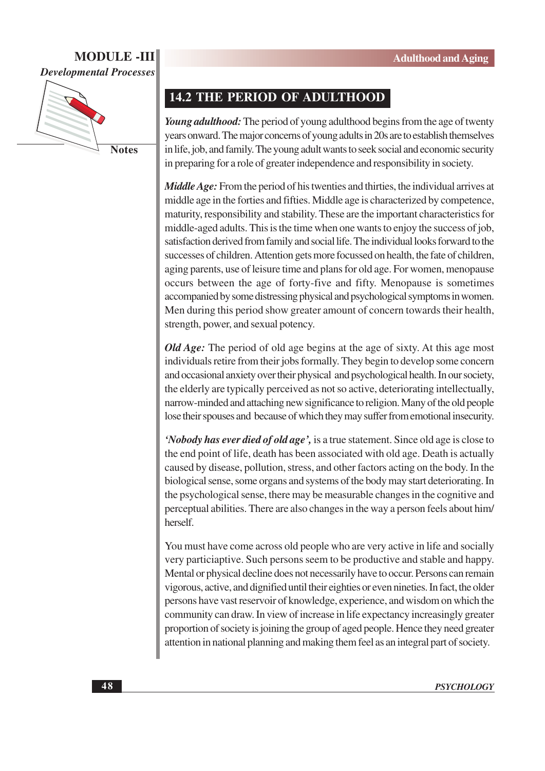## 14.2 THE PERIOD OF ADULTHOOD

***Young adulthood:*** The period of young adulthood begins from the age of twenty years onward. The major concerns of young adults in 20s are to establish themselves in life, job, and family. The young adult wants to seek social and economic security in preparing for a role of greater independence and responsibility in society.

***Middle Age:*** From the period of his twenties and thirties, the individual arrives at middle age in the forties and fifties. Middle age is characterized by competence, maturity, responsibility and stability. These are the important characteristics for middle-aged adults. This is the time when one wants to enjoy the success of job, satisfaction derived from family and social life. The individual looks forward to the successes of children. Attention gets more focussed on health, the fate of children, aging parents, use of leisure time and plans for old age. For women, menopause occurs between the age of forty-five and fifty. Menopause is sometimes accompanied by some distressing physical and psychological symptoms in women. Men during this period show greater amount of concern towards their health, strength, power, and sexual potency.

***Old Age:*** The period of old age begins at the age of sixty. At this age most individuals retire from their jobs formally. They begin to develop some concern and occasional anxiety over their physical and psychological health. In our society, the elderly are typically perceived as not so active, deteriorating intellectually, narrow-minded and attaching new significance to religion. Many of the old people lose their spouses and because of which they may suffer from emotional insecurity.

***'Nobody has ever died of old age',*** is a true statement. Since old age is close to the end point of life, death has been associated with old age. Death is actually caused by disease, pollution, stress, and other factors acting on the body. In the biological sense, some organs and systems of the body may start deteriorating. In the psychological sense, there may be measurable changes in the cognitive and perceptual abilities. There are also changes in the way a person feels about him/herself.

You must have come across old people who are very active in life and socially very particiaptive. Such persons seem to be productive and stable and happy. Mental or physical decline does not necessarily have to occur. Persons can remain vigorous, active, and dignified until their eighties or even nineties. In fact, the older persons have vast reservoir of knowledge, experience, and wisdom on which the community can draw. In view of increase in life expectancy increasingly greater proportion of society is joining the group of aged people. Hence they need greater attention in national planning and making them feel as an integral part of society.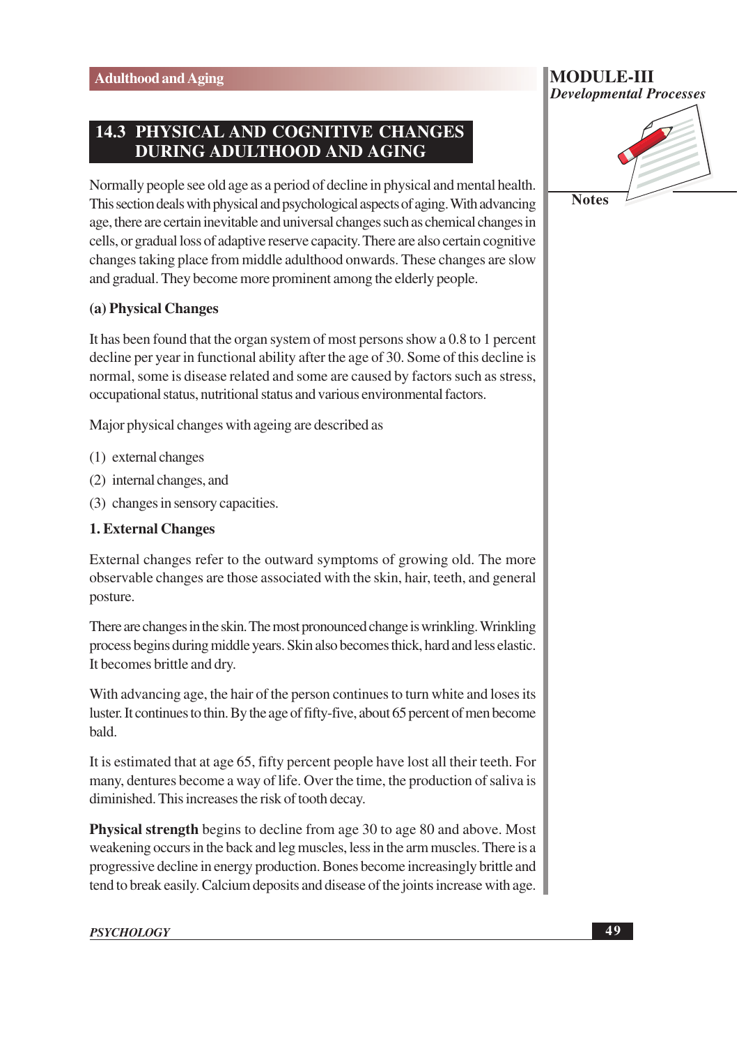## 14.3 PHYSICAL AND COGNITIVE CHANGES DURING ADULTHOOD AND AGING

Normally people see old age as a period of decline in physical and mental health. This section deals with physical and psychological aspects of aging. With advancing age, there are certain inevitable and universal changes such as chemical changes in cells, or gradual loss of adaptive reserve capacity. There are also certain cognitive changes taking place from middle adulthood onwards. These changes are slow and gradual. They become more prominent among the elderly people.

### (a) Physical Changes

It has been found that the organ system of most persons show a 0.8 to 1 percent decline per year in functional ability after the age of 30. Some of this decline is normal, some is disease related and some are caused by factors such as stress, occupational status, nutritional status and various environmental factors.

Major physical changes with ageing are described as

(1) external changes

(2) internal changes, and

(3) changes in sensory capacities.

### 1. External Changes

External changes refer to the outward symptoms of growing old. The more observable changes are those associated with the skin, hair, teeth, and general posture.

There are changes in the skin. The most pronounced change is wrinkling. Wrinkling process begins during middle years. Skin also becomes thick, hard and less elastic. It becomes brittle and dry.

With advancing age, the hair of the person continues to turn white and loses its luster. It continues to thin. By the age of fifty-five, about 65 percent of men become bald.

It is estimated that at age 65, fifty percent people have lost all their teeth. For many, dentures become a way of life. Over the time, the production of saliva is diminished. This increases the risk of tooth decay.

**Physical strength** begins to decline from age 30 to age 80 and above. Most weakening occurs in the back and leg muscles, less in the arm muscles. There is a progressive decline in energy production. Bones become increasingly brittle and tend to break easily. Calcium deposits and disease of the joints increase with age.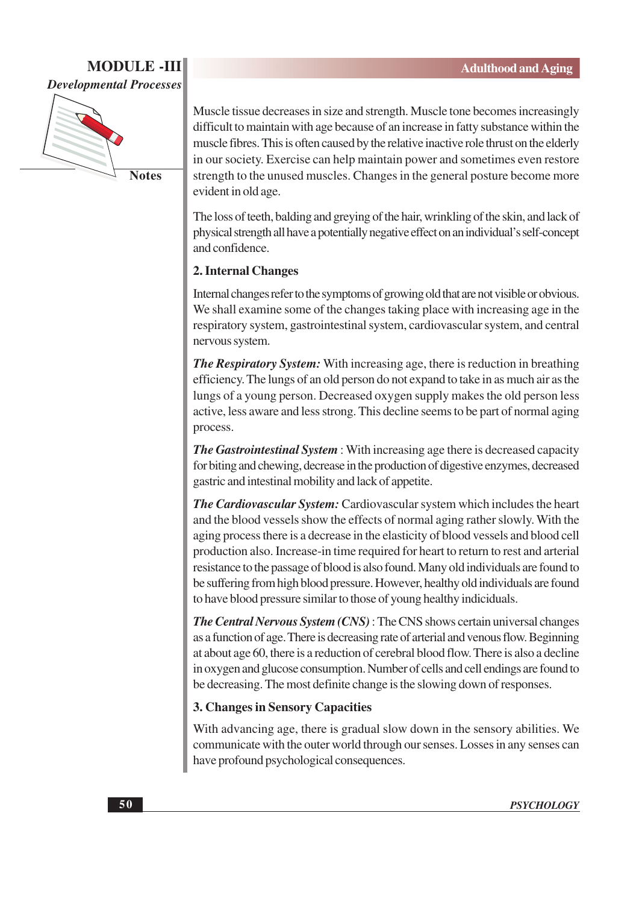Muscle tissue decreases in size and strength. Muscle tone becomes increasingly difficult to maintain with age because of an increase in fatty substance within the muscle fibres. This is often caused by the relative inactive role thrust on the elderly in our society. Exercise can help maintain power and sometimes even restore strength to the unused muscles. Changes in the general posture become more evident in old age.

The loss of teeth, balding and greying of the hair, wrinkling of the skin, and lack of physical strength all have a potentially negative effect on an individual's self-concept and confidence.

### 2. Internal Changes

Internal changes refer to the symptoms of growing old that are not visible or obvious. We shall examine some of the changes taking place with increasing age in the respiratory system, gastrointestinal system, cardiovascular system, and central nervous system.

***The Respiratory System:*** With increasing age, there is reduction in breathing efficiency. The lungs of an old person do not expand to take in as much air as the lungs of a young person. Decreased oxygen supply makes the old person less active, less aware and less strong. This decline seems to be part of normal aging process.

***The Gastrointestinal System*** : With increasing age there is decreased capacity for biting and chewing, decrease in the production of digestive enzymes, decreased gastric and intestinal mobility and lack of appetite.

***The Cardiovascular System:*** Cardiovascular system which includes the heart and the blood vessels show the effects of normal aging rather slowly. With the aging process there is a decrease in the elasticity of blood vessels and blood cell production also. Increase-in time required for heart to return to rest and arterial resistance to the passage of blood is also found. Many old individuals are found to be suffering from high blood pressure. However, healthy old individuals are found to have blood pressure similar to those of young healthy indicividuals.

***The Central Nervous System (CNS)*** : The CNS shows certain universal changes as a function of age. There is decreasing rate of arterial and venous flow. Beginning at about age 60, there is a reduction of cerebral blood flow. There is also a decline in oxygen and glucose consumption. Number of cells and cell endings are found to be decreasing. The most definite change is the slowing down of responses.

### 3. Changes in Sensory Capacities

With advancing age, there is gradual slow down in the sensory abilities. We communicate with the outer world through our senses. Losses in any senses can have profound psychological consequences.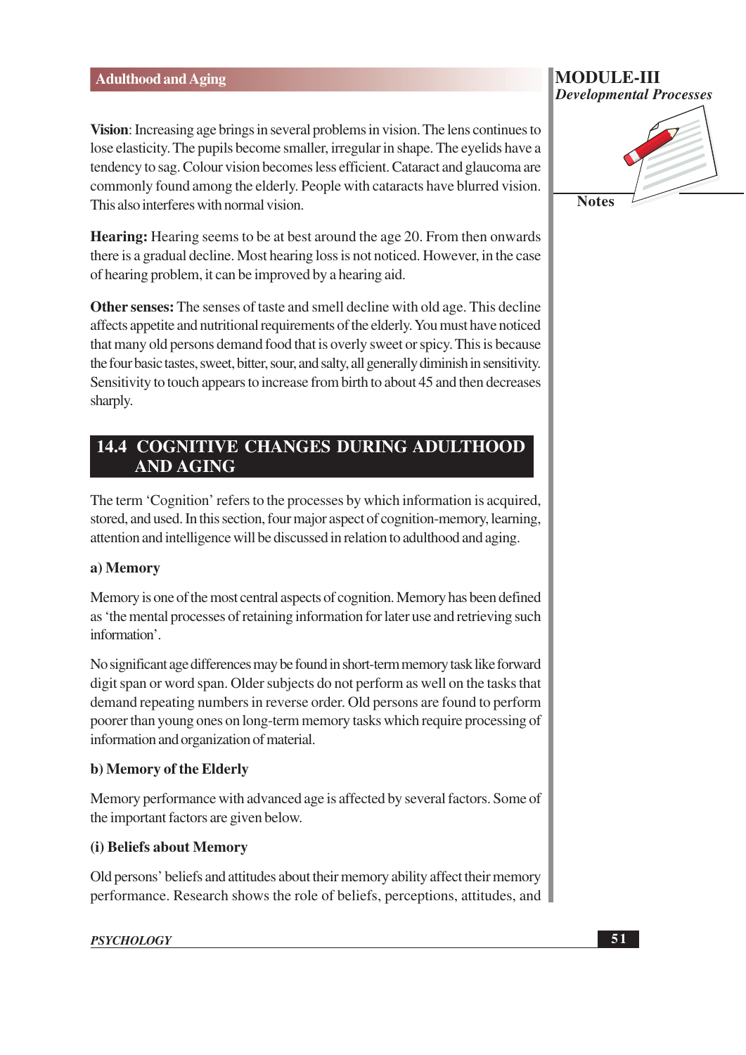**Vision**: Increasing age brings in several problems in vision. The lens continues to lose elasticity. The pupils become smaller, irregular in shape. The eyelids have a tendency to sag. Colour vision becomes less efficient. Cataract and glaucoma are commonly found among the elderly. People with cataracts have blurred vision. This also interferes with normal vision.

**Hearing:** Hearing seems to be at best around the age 20. From then onwards there is a gradual decline. Most hearing loss is not noticed. However, in the case of hearing problem, it can be improved by a hearing aid.

**Other senses:** The senses of taste and smell decline with old age. This decline affects appetite and nutritional requirements of the elderly. You must have noticed that many old persons demand food that is overly sweet or spicy. This is because the four basic tastes, sweet, bitter, sour, and salty, all generally diminish in sensitivity. Sensitivity to touch appears to increase from birth to about 45 and then decreases sharply.

## 14.4 COGNITIVE CHANGES DURING ADULTHOOD AND AGING

The term 'Cognition' refers to the processes by which information is acquired, stored, and used. In this section, four major aspect of cognition-memory, learning, attention and intelligence will be discussed in relation to adulthood and aging.

### a) Memory

Memory is one of the most central aspects of cognition. Memory has been defined as 'the mental processes of retaining information for later use and retrieving such information'.

No significant age differences may be found in short-term memory task like forward digit span or word span. Older subjects do not perform as well on the tasks that demand repeating numbers in reverse order. Old persons are found to perform poorer than young ones on long-term memory tasks which require processing of information and organization of material.

### b) Memory of the Elderly

Memory performance with advanced age is affected by several factors. Some of the important factors are given below.

#### (i) Beliefs about Memory

Old persons' beliefs and attitudes about their memory ability affect their memory performance. Research shows the role of beliefs, perceptions, attitudes, and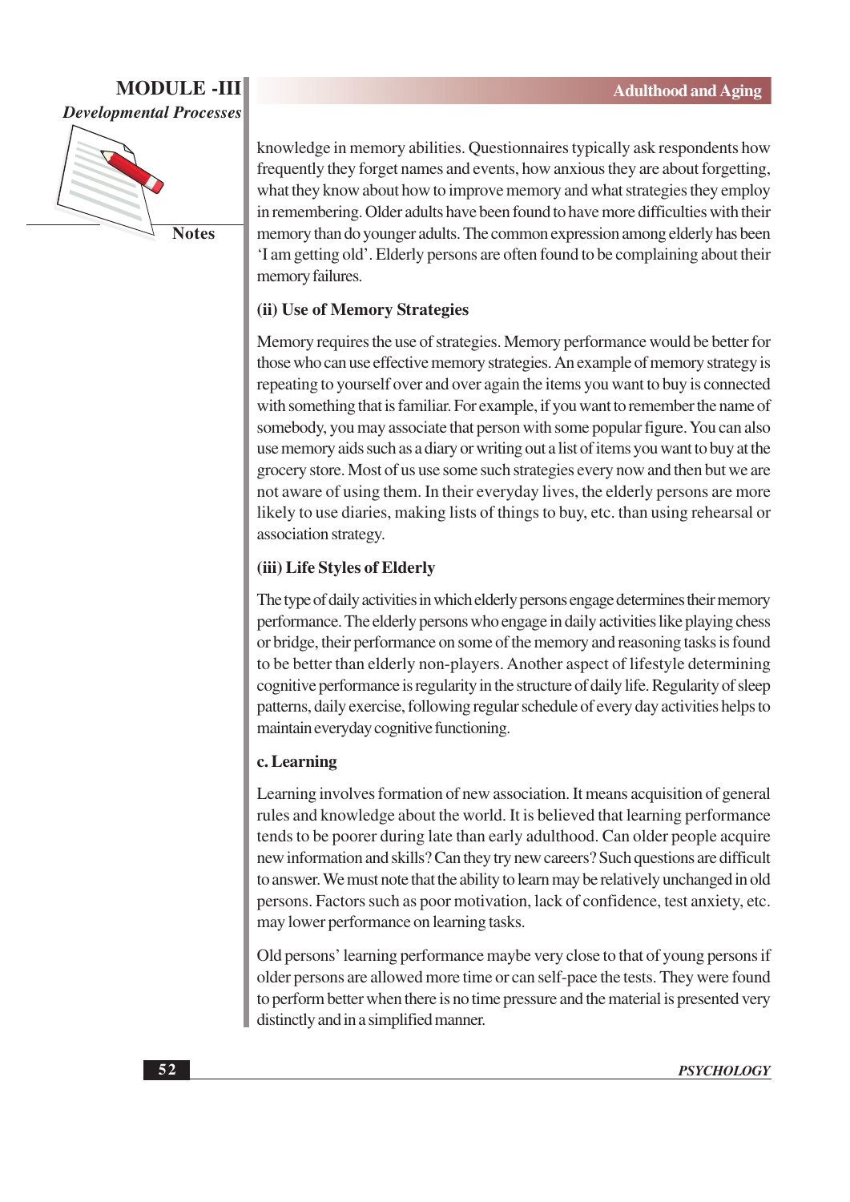knowledge in memory abilities. Questionnaires typically ask respondents how frequently they forget names and events, how anxious they are about forgetting, what they know about how to improve memory and what strategies they employ in remembering. Older adults have been found to have more difficulties with their memory than do younger adults. The common expression among elderly has been 'I am getting old'. Elderly persons are often found to be complaining about their memory failures.

### (ii) Use of Memory Strategies

Memory requires the use of strategies. Memory performance would be better for those who can use effective memory strategies. An example of memory strategy is repeating to yourself over and over again the items you want to buy is connected with something that is familiar. For example, if you want to remember the name of somebody, you may associate that person with some popular figure. You can also use memory aids such as a diary or writing out a list of items you want to buy at the grocery store. Most of us use some such strategies every now and then but we are not aware of using them. In their everyday lives, the elderly persons are more likely to use diaries, making lists of things to buy, etc. than using rehearsal or association strategy.

### (iii) Life Styles of Elderly

The type of daily activities in which elderly persons engage determines their memory performance. The elderly persons who engage in daily activities like playing chess or bridge, their performance on some of the memory and reasoning tasks is found to be better than elderly non-players. Another aspect of lifestyle determining cognitive performance is regularity in the structure of daily life. Regularity of sleep patterns, daily exercise, following regular schedule of every day activities helps to maintain everyday cognitive functioning.

### c. Learning

Learning involves formation of new association. It means acquisition of general rules and knowledge about the world. It is believed that learning performance tends to be poorer during late than early adulthood. Can older people acquire new information and skills? Can they try new careers? Such questions are difficult to answer. We must note that the ability to learn may be relatively unchanged in old persons. Factors such as poor motivation, lack of confidence, test anxiety, etc. may lower performance on learning tasks.

Old persons' learning performance maybe very close to that of young persons if older persons are allowed more time or can self-pace the tests. They were found to perform better when there is no time pressure and the material is presented very distinctly and in a simplified manner.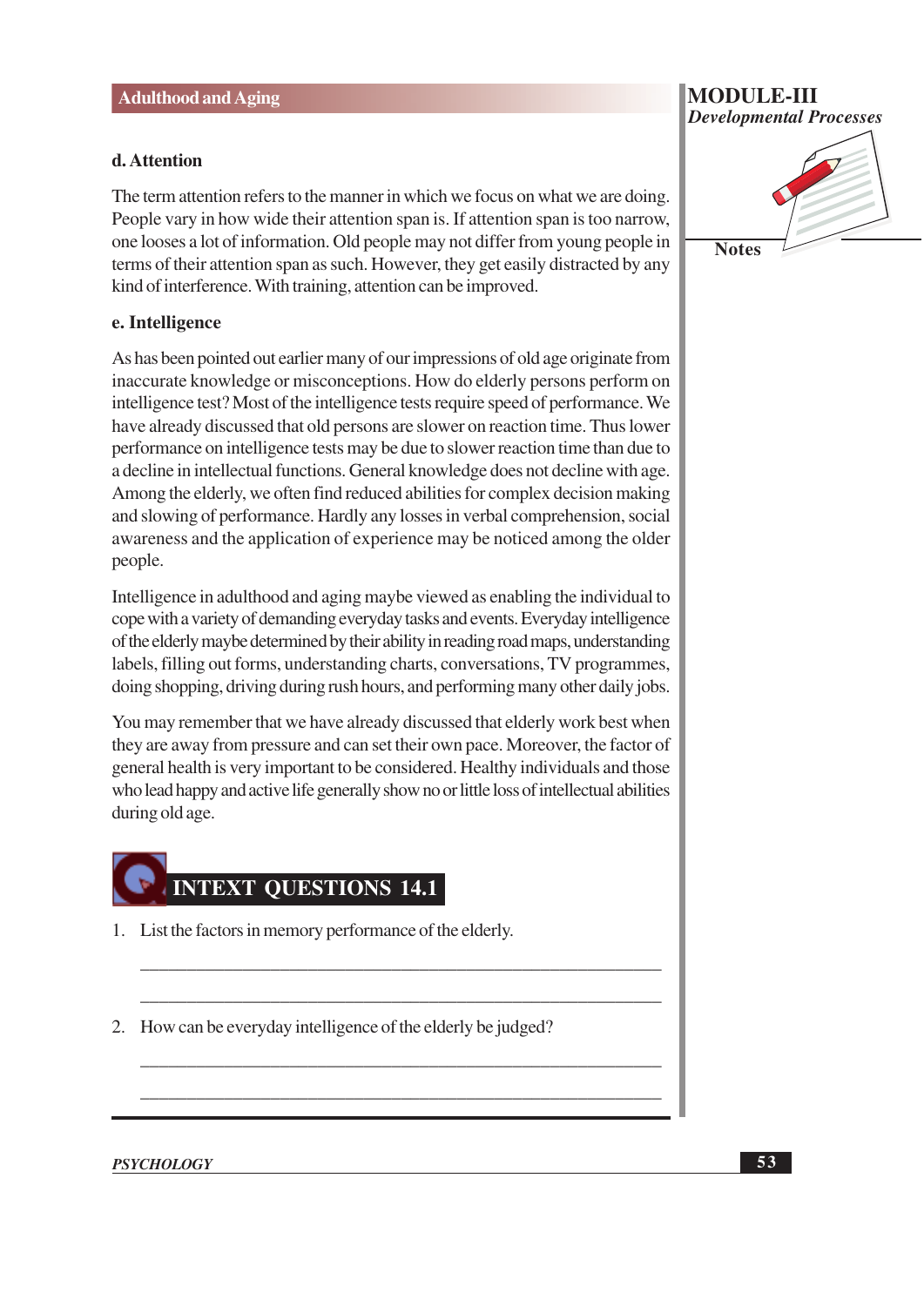### d. Attention

The term attention refers to the manner in which we focus on what we are doing. People vary in how wide their attention span is. If attention span is too narrow, one looses a lot of information. Old people may not differ from young people in terms of their attention span as such. However, they get easily distracted by any kind of interference. With training, attention can be improved.

### e. Intelligence

As has been pointed out earlier many of our impressions of old age originate from inaccurate knowledge or misconceptions. How do elderly persons perform on intelligence test? Most of the intelligence tests require speed of performance. We have already discussed that old persons are slower on reaction time. Thus lower performance on intelligence tests may be due to slower reaction time than due to a decline in intellectual functions. General knowledge does not decline with age. Among the elderly, we often find reduced abilities for complex decision making and slowing of performance. Hardly any losses in verbal comprehension, social awareness and the application of experience may be noticed among the older people.

Intelligence in adulthood and aging maybe viewed as enabling the individual to cope with a variety of demanding everyday tasks and events. Everyday intelligence of the elderly maybe determined by their ability in reading road maps, understanding labels, filling out forms, understanding charts, conversations, TV programmes, doing shopping, driving during rush hours, and performing many other daily jobs.

You may remember that we have already discussed that elderly work best when they are away from pressure and can set their own pace. Moreover, the factor of general health is very important to be considered. Healthy individuals and those who lead happy and active life generally show no or little loss of intellectual abilities during old age.

## INTEXT QUESTIONS 14.1

1. List the factors in memory performance of the elderly.

   ______________________________________________________

   ______________________________________________________

2. How can be everyday intelligence of the elderly be judged?

   ______________________________________________________

   ______________________________________________________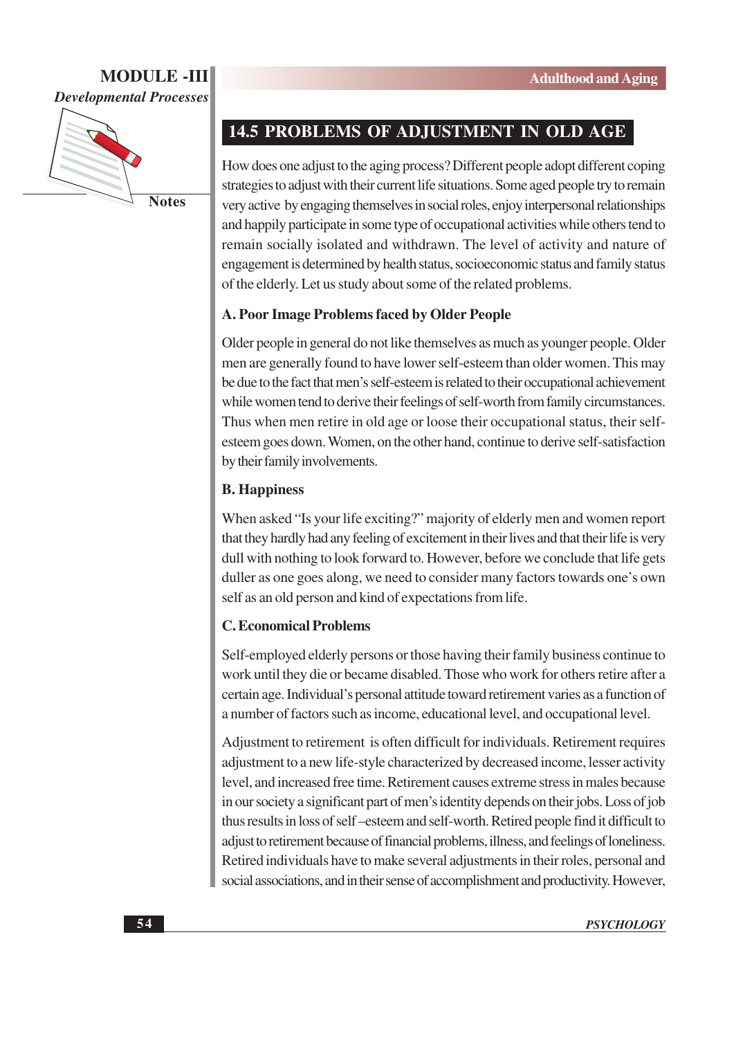## 14.5 PROBLEMS OF ADJUSTMENT IN OLD AGE

How does one adjust to the aging process? Different people adopt different coping strategies to adjust with their current life situations. Some aged people try to remain very active by engaging themselves in social roles, enjoy interpersonal relationships and happily participate in some type of occupational activities while others tend to remain socially isolated and withdrawn. The level of activity and nature of engagement is determined by health status, socioeconomic status and family status of the elderly. Let us study about some of the related problems.

### A. Poor Image Problems faced by Older People

Older people in general do not like themselves as much as younger people. Older men are generally found to have lower self-esteem than older women. This may be due to the fact that men's self-esteem is related to their occupational achievement while women tend to derive their feelings of self-worth from family circumstances. Thus when men retire in old age or loose their occupational status, their self-esteem goes down. Women, on the other hand, continue to derive self-satisfaction by their family involvements.

### B. Happiness

When asked "Is your life exciting?" majority of elderly men and women report that they hardly had any feeling of excitement in their lives and that their life is very dull with nothing to look forward to. However, before we conclude that life gets duller as one goes along, we need to consider many factors towards one's own self as an old person and kind of expectations from life.

### C. Economical Problems

Self-employed elderly persons or those having their family business continue to work until they die or became disabled. Those who work for others retire after a certain age. Individual's personal attitude toward retirement varies as a function of a number of factors such as income, educational level, and occupational level.

Adjustment to retirement is often difficult for individuals. Retirement requires adjustment to a new life-style characterized by decreased income, lesser activity level, and increased free time. Retirement causes extreme stress in males because in our society a significant part of men's identity depends on their jobs. Loss of job thus results in loss of self –esteem and self-worth. Retired people find it difficult to adjust to retirement because of financial problems, illness, and feelings of loneliness. Retired individuals have to make several adjustments in their roles, personal and social associations, and in their sense of accomplishment and productivity. However,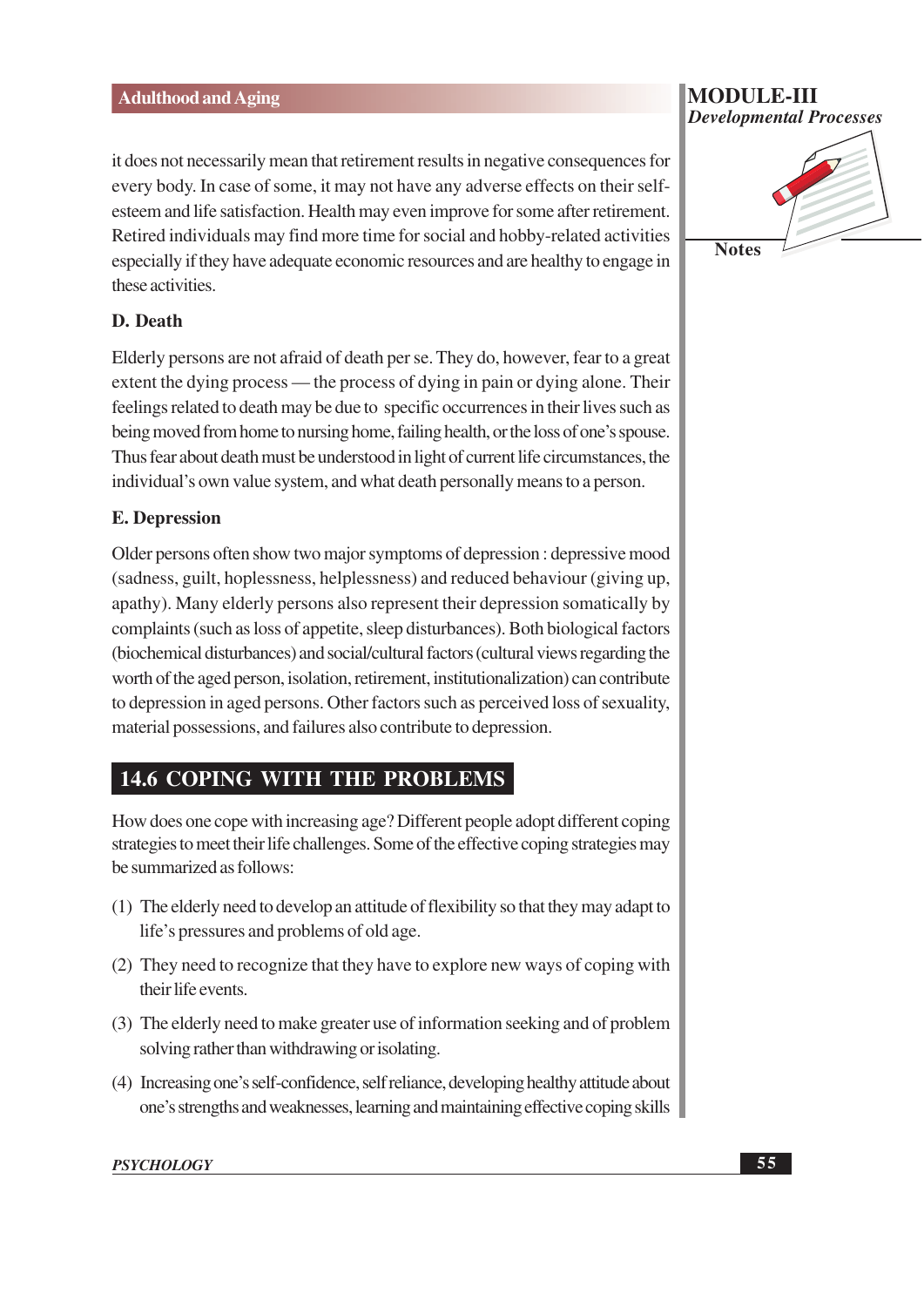it does not necessarily mean that retirement results in negative consequences for every body. In case of some, it may not have any adverse effects on their self-esteem and life satisfaction. Health may even improve for some after retirement. Retired individuals may find more time for social and hobby-related activities especially if they have adequate economic resources and are healthy to engage in these activities.

### D. Death

Elderly persons are not afraid of death per se. They do, however, fear to a great extent the dying process — the process of dying in pain or dying alone. Their feelings related to death may be due to specific occurrences in their lives such as being moved from home to nursing home, failing health, or the loss of one's spouse. Thus fear about death must be understood in light of current life circumstances, the individual's own value system, and what death personally means to a person.

### E. Depression

Older persons often show two major symptoms of depression : depressive mood (sadness, guilt, hoplessness, helplessness) and reduced behaviour (giving up, apathy). Many elderly persons also represent their depression somatically by complaints (such as loss of appetite, sleep disturbances). Both biological factors (biochemical disturbances) and social/cultural factors (cultural views regarding the worth of the aged person, isolation, retirement, institutionalization) can contribute to depression in aged persons. Other factors such as perceived loss of sexuality, material possessions, and failures also contribute to depression.

## 14.6 COPING WITH THE PROBLEMS

How does one cope with increasing age? Different people adopt different coping strategies to meet their life challenges. Some of the effective coping strategies may be summarized as follows:

(1) The elderly need to develop an attitude of flexibility so that they may adapt to life's pressures and problems of old age.

(2) They need to recognize that they have to explore new ways of coping with their life events.

(3) The elderly need to make greater use of information seeking and of problem solving rather than withdrawing or isolating.

(4) Increasing one's self-confidence, self reliance, developing healthy attitude about one's strengths and weaknesses, learning and maintaining effective coping skills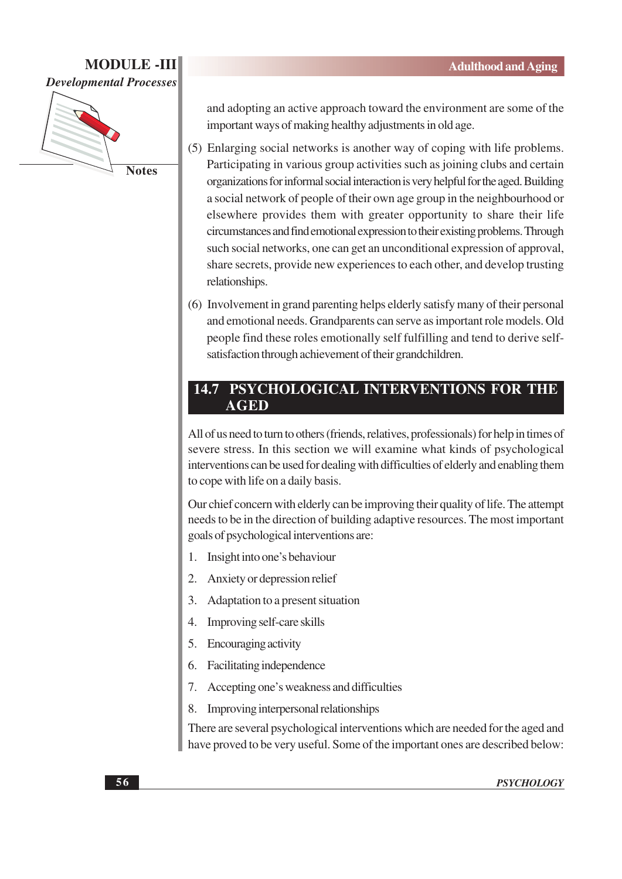and adopting an active approach toward the environment are some of the important ways of making healthy adjustments in old age.

(5) Enlarging social networks is another way of coping with life problems. Participating in various group activities such as joining clubs and certain organizations for informal social interaction is very helpful for the aged. Building a social network of people of their own age group in the neighbourhood or elsewhere provides them with greater opportunity to share their life circumstances and find emotional expression to their existing problems. Through such social networks, one can get an unconditional expression of approval, share secrets, provide new experiences to each other, and develop trusting relationships.

(6) Involvement in grand parenting helps elderly satisfy many of their personal and emotional needs. Grandparents can serve as important role models. Old people find these roles emotionally self fulfilling and tend to derive self-satisfaction through achievement of their grandchildren.

## 14.7 PSYCHOLOGICAL INTERVENTIONS FOR THE AGED

All of us need to turn to others (friends, relatives, professionals) for help in times of severe stress. In this section we will examine what kinds of psychological interventions can be used for dealing with difficulties of elderly and enabling them to cope with life on a daily basis.

Our chief concern with elderly can be improving their quality of life. The attempt needs to be in the direction of building adaptive resources. The most important goals of psychological interventions are:

1. Insight into one's behaviour
2. Anxiety or depression relief
3. Adaptation to a present situation
4. Improving self-care skills
5. Encouraging activity
6. Facilitating independence
7. Accepting one's weakness and difficulties
8. Improving interpersonal relationships

There are several psychological interventions which are needed for the aged and have proved to be very useful. Some of the important ones are described below: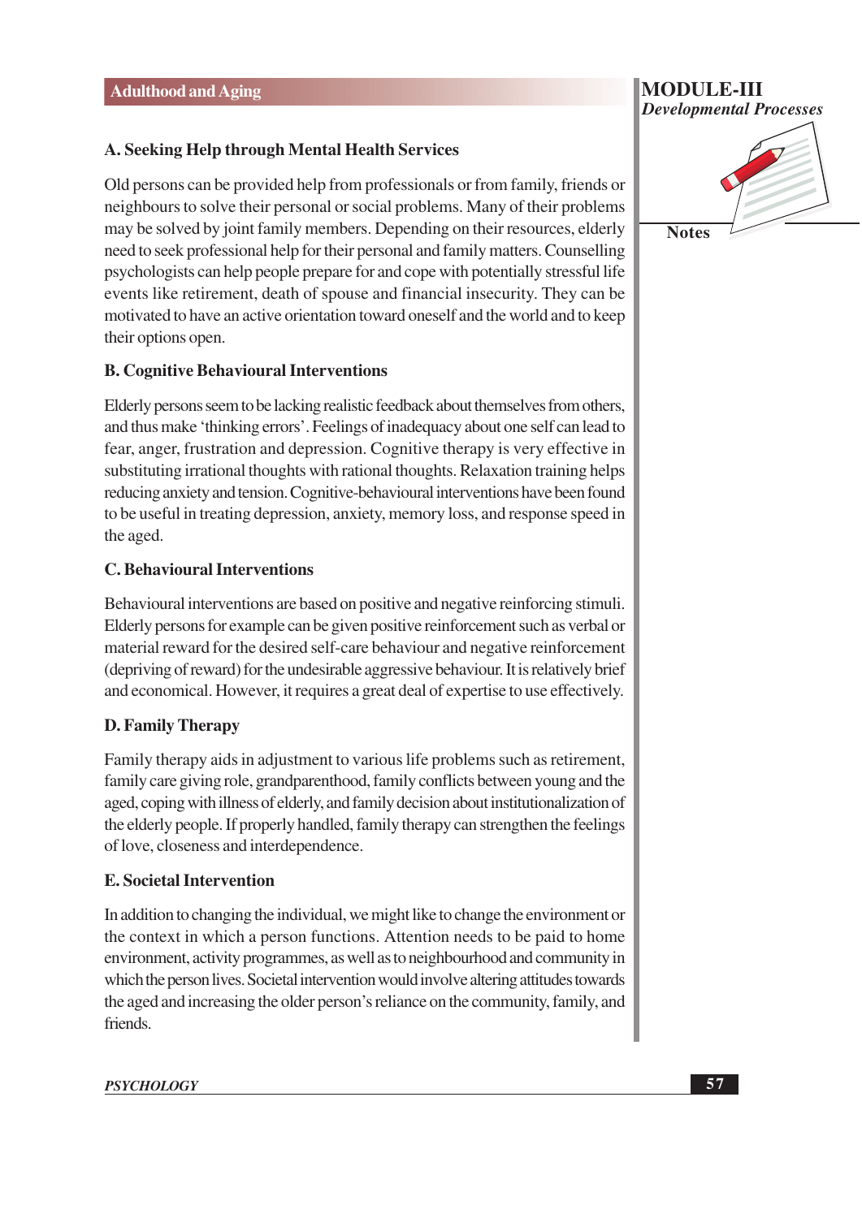### A. Seeking Help through Mental Health Services

Old persons can be provided help from professionals or from family, friends or neighbours to solve their personal or social problems. Many of their problems may be solved by joint family members. Depending on their resources, elderly need to seek professional help for their personal and family matters. Counselling psychologists can help people prepare for and cope with potentially stressful life events like retirement, death of spouse and financial insecurity. They can be motivated to have an active orientation toward oneself and the world and to keep their options open.

### B. Cognitive Behavioural Interventions

Elderly persons seem to be lacking realistic feedback about themselves from others, and thus make 'thinking errors'. Feelings of inadequacy about one self can lead to fear, anger, frustration and depression. Cognitive therapy is very effective in substituting irrational thoughts with rational thoughts. Relaxation training helps reducing anxiety and tension. Cognitive-behavioural interventions have been found to be useful in treating depression, anxiety, memory loss, and response speed in the aged.

### C. Behavioural Interventions

Behavioural interventions are based on positive and negative reinforcing stimuli. Elderly persons for example can be given positive reinforcement such as verbal or material reward for the desired self-care behaviour and negative reinforcement (depriving of reward) for the undesirable aggressive behaviour. It is relatively brief and economical. However, it requires a great deal of expertise to use effectively.

### D. Family Therapy

Family therapy aids in adjustment to various life problems such as retirement, family care giving role, grandparenthood, family conflicts between young and the aged, coping with illness of elderly, and family decision about institutionalization of the elderly people. If properly handled, family therapy can strengthen the feelings of love, closeness and interdependence.

### E. Societal Intervention

In addition to changing the individual, we might like to change the environment or the context in which a person functions. Attention needs to be paid to home environment, activity programmes, as well as to neighbourhood and community in which the person lives. Societal intervention would involve altering attitudes towards the aged and increasing the older person's reliance on the community, family, and friends.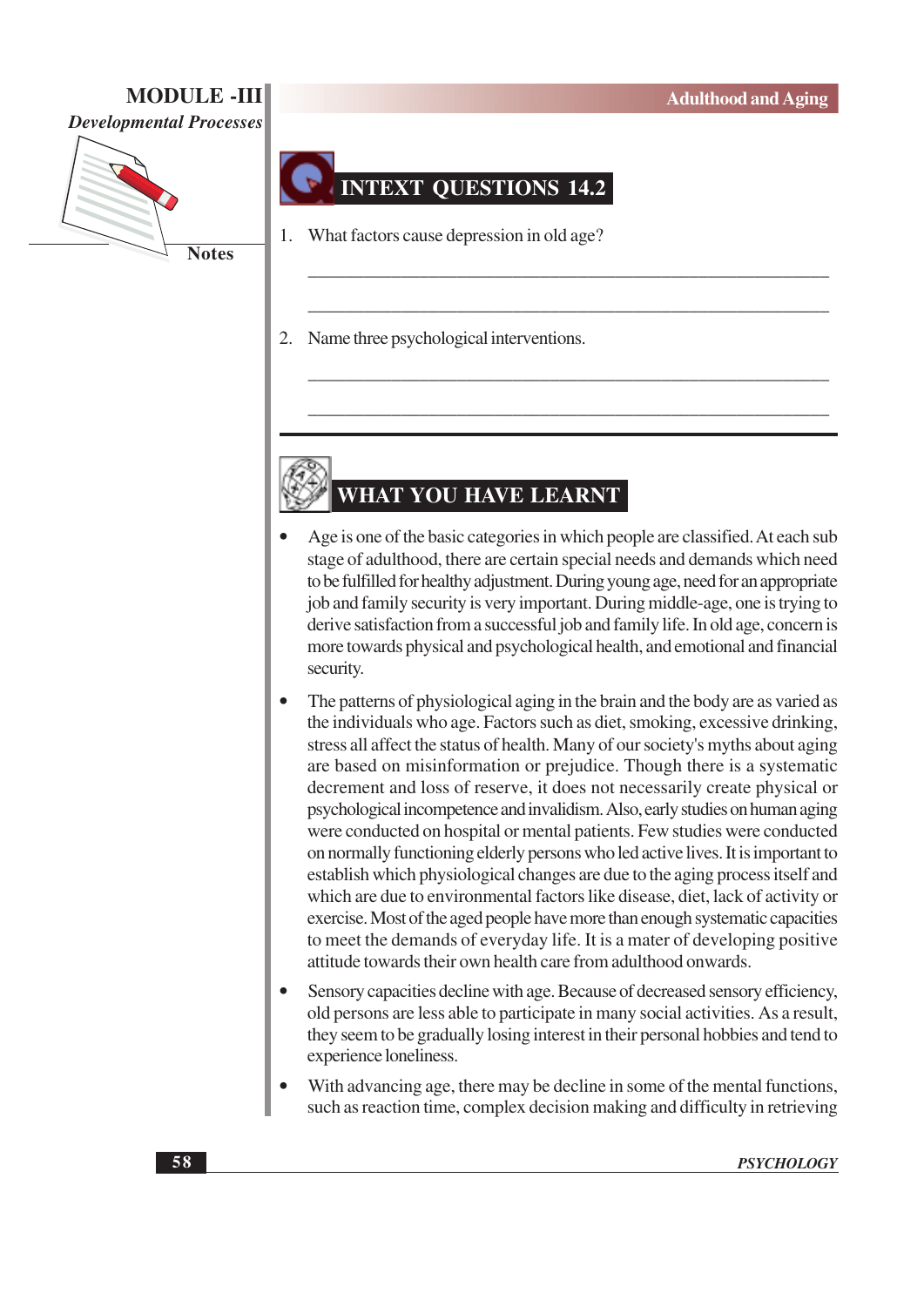## INTEXT QUESTIONS 14.2

1. What factors cause depression in old age?

   ____________________________________________

   ____________________________________________

2. Name three psychological interventions.

   ____________________________________________

   ____________________________________________

## WHAT YOU HAVE LEARNT

- Age is one of the basic categories in which people are classified. At each sub stage of adulthood, there are certain special needs and demands which need to be fulfilled for healthy adjustment. During young age, need for an appropriate job and family security is very important. During middle-age, one is trying to derive satisfaction from a successful job and family life. In old age, concern is more towards physical and psychological health, and emotional and financial security.

- The patterns of physiological aging in the brain and the body are as varied as the individuals who age. Factors such as diet, smoking, excessive drinking, stress all affect the status of health. Many of our society's myths about aging are based on misinformation or prejudice. Though there is a systematic decrement and loss of reserve, it does not necessarily create physical or psychological incompetence and invalidism. Also, early studies on human aging were conducted on hospital or mental patients. Few studies were conducted on normally functioning elderly persons who led active lives. It is important to establish which physiological changes are due to the aging process itself and which are due to environmental factors like disease, diet, lack of activity or exercise. Most of the aged people have more than enough systematic capacities to meet the demands of everyday life. It is a mater of developing positive attitude towards their own health care from adulthood onwards.

- Sensory capacities decline with age. Because of decreased sensory efficiency, old persons are less able to participate in many social activities. As a result, they seem to be gradually losing interest in their personal hobbies and tend to experience loneliness.

- With advancing age, there may be decline in some of the mental functions, such as reaction time, complex decision making and difficulty in retrieving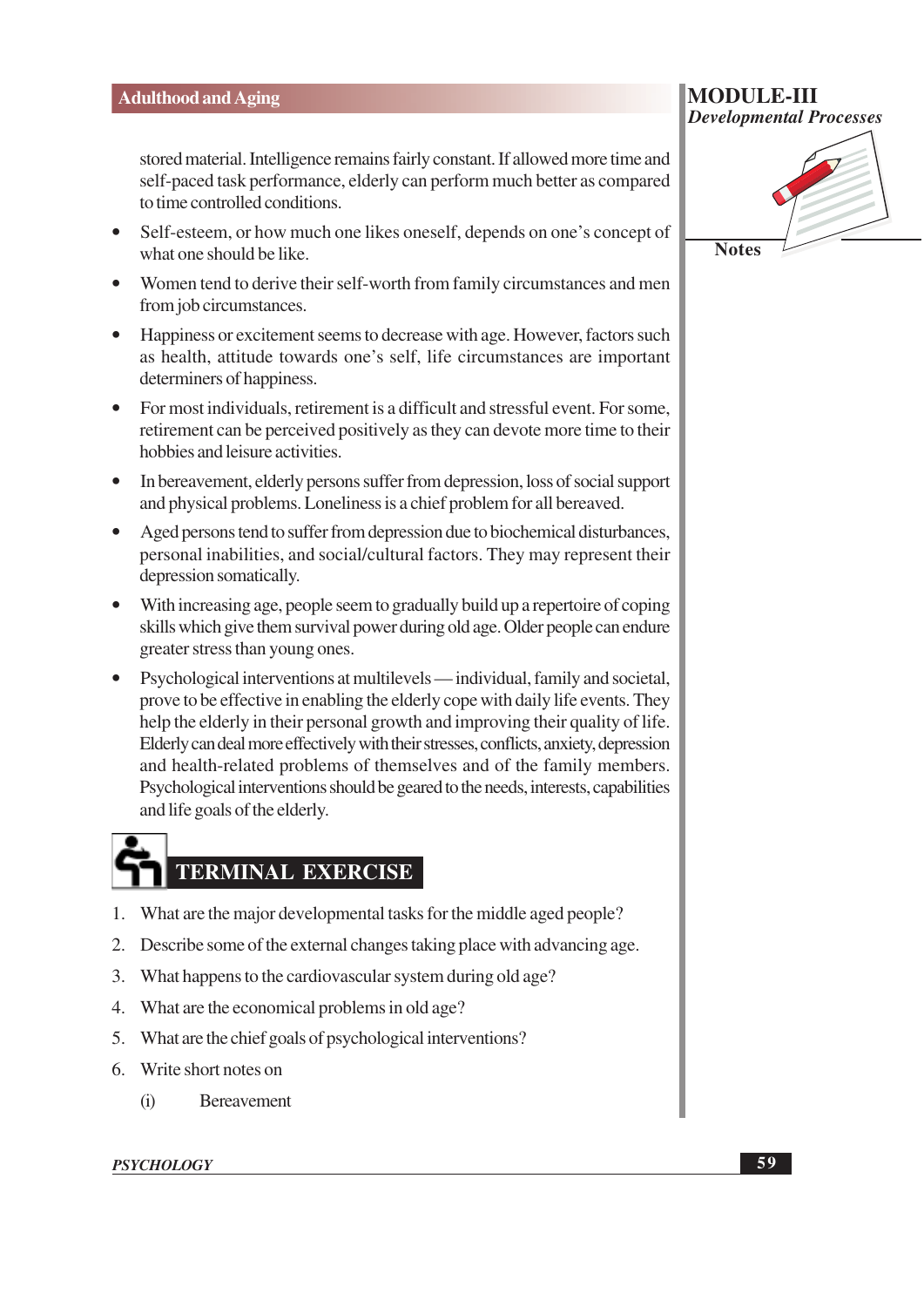stored material. Intelligence remains fairly constant. If allowed more time and self-paced task performance, elderly can perform much better as compared to time controlled conditions.

- Self-esteem, or how much one likes oneself, depends on one's concept of what one should be like.
- Women tend to derive their self-worth from family circumstances and men from job circumstances.
- Happiness or excitement seems to decrease with age. However, factors such as health, attitude towards one's self, life circumstances are important determiners of happiness.
- For most individuals, retirement is a difficult and stressful event. For some, retirement can be perceived positively as they can devote more time to their hobbies and leisure activities.
- In bereavement, elderly persons suffer from depression, loss of social support and physical problems. Loneliness is a chief problem for all bereaved.
- Aged persons tend to suffer from depression due to biochemical disturbances, personal inabilities, and social/cultural factors. They may represent their depression somatically.
- With increasing age, people seem to gradually build up a repertoire of coping skills which give them survival power during old age. Older people can endure greater stress than young ones.
- Psychological interventions at multilevels — individual, family and societal, prove to be effective in enabling the elderly cope with daily life events. They help the elderly in their personal growth and improving their quality of life. Elderly can deal more effectively with their stresses, conflicts, anxiety, depression and health-related problems of themselves and of the family members. Psychological interventions should be geared to the needs, interests, capabilities and life goals of the elderly.

## TERMINAL EXERCISE

1. What are the major developmental tasks for the middle aged people?
2. Describe some of the external changes taking place with advancing age.
3. What happens to the cardiovascular system during old age?
4. What are the economical problems in old age?
5. What are the chief goals of psychological interventions?
6. Write short notes on

    (i) Bereavement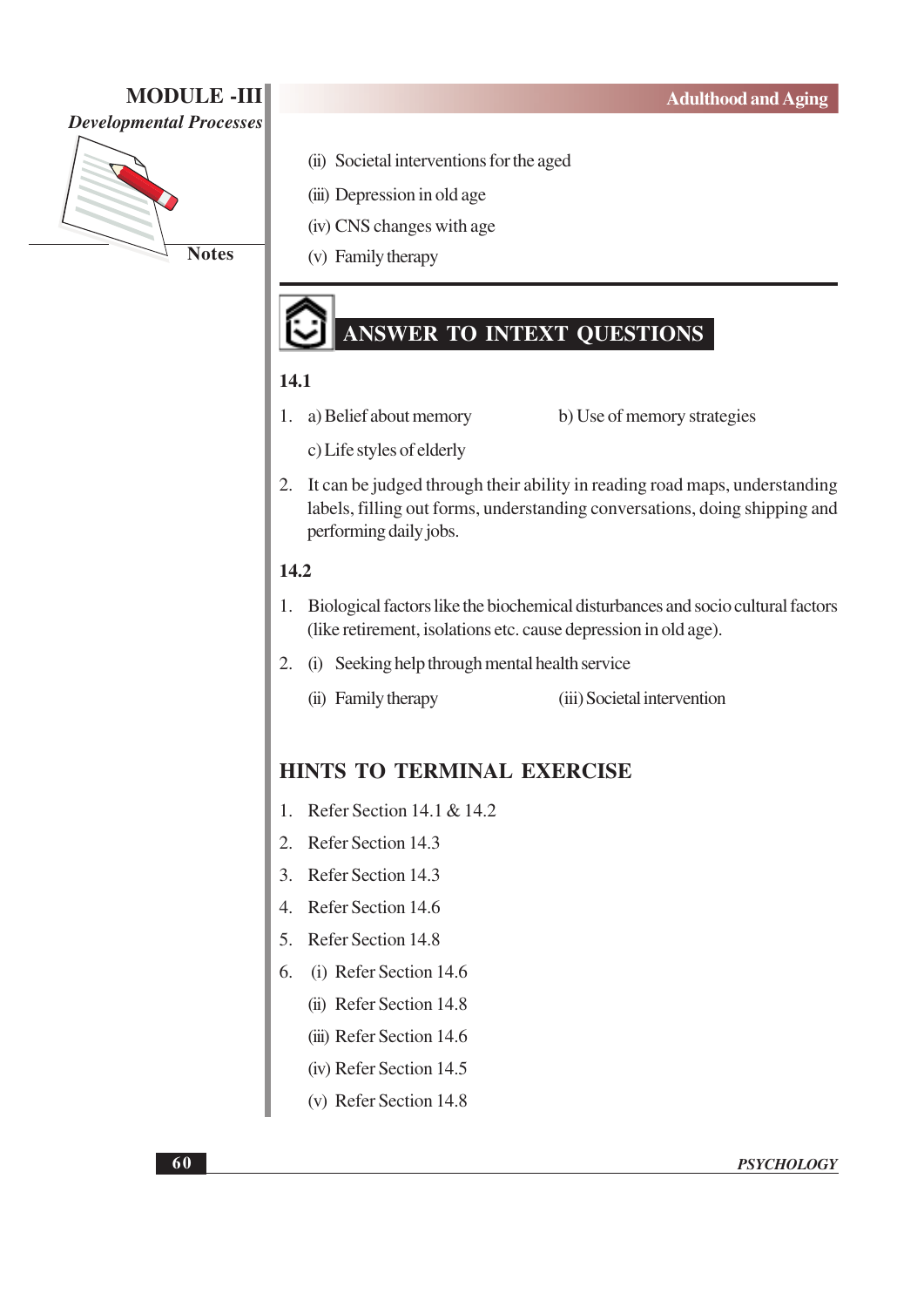(ii) Societal interventions for the aged

(iii) Depression in old age

(iv) CNS changes with age

(v) Family therapy

## ANSWER TO INTEXT QUESTIONS

**14.1**

1. a) Belief about memory b) Use of memory strategies

   c) Life styles of elderly

2. It can be judged through their ability in reading road maps, understanding labels, filling out forms, understanding conversations, doing shipping and performing daily jobs.

**14.2**

1. Biological factors like the biochemical disturbances and socio cultural factors (like retirement, isolations etc. cause depression in old age).

2. (i) Seeking help through mental health service

   (ii) Family therapy (iii) Societal intervention

## HINTS TO TERMINAL EXERCISE

1. Refer Section 14.1 & 14.2
2. Refer Section 14.3
3. Refer Section 14.3
4. Refer Section 14.6
5. Refer Section 14.8
6. (i) Refer Section 14.6

   (ii) Refer Section 14.8

   (iii) Refer Section 14.6

   (iv) Refer Section 14.5

   (v) Refer Section 14.8